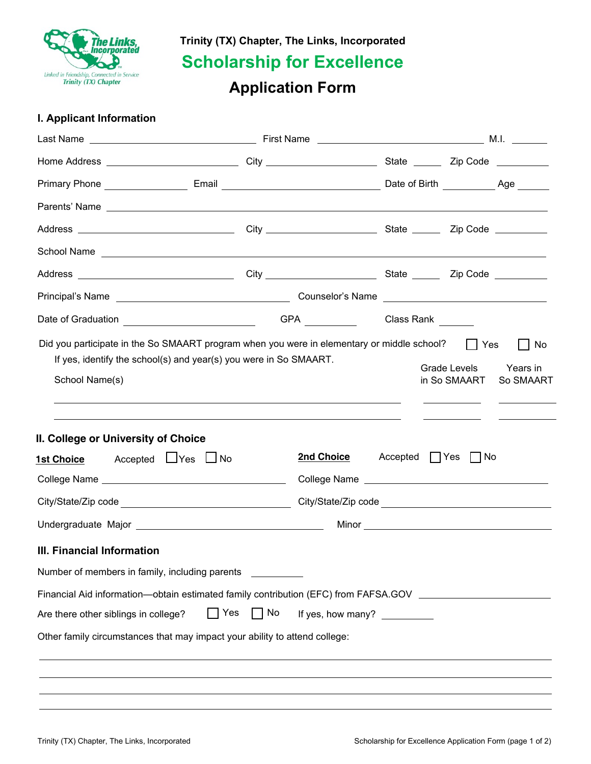Trinity (TX) Chapter, The Links, Incorporated

# Scholarship for Excellence

## Application Form

### I. Applicant Information

Last Name ______________________ First Name ______________________ M.I. ______

Home Address ______________________ City ______________ State _____ Zip Code ________

Primary Phone ____________ Email ______________________ Date of Birth ________ Age _____

Parents' Name ______________________________________________

Address ______________________ City ______________ State _____ Zip Code ________

School Name ______________________________________________

Address ______________________ City ______________ State _____ Zip Code ________

Principal's Name ______________________ Counselor's Name ______________________

Date of Graduation ______________ GPA ________ Class Rank ______

Did you participate in the So SMAART program when you were in elementary or middle school? ☐ Yes ☐ No

If yes, identify the school(s) and year(s) you were in So SMAART.

| School Name(s) | Grade Levels in So SMAART | Years in So SMAART |
|---|---|---|
| | | |
| | | |

### II. College or University of Choice

**1st Choice** Accepted ☐ Yes ☐ No

College Name ______________________

City/State/Zip code ______________________

**2nd Choice** Accepted ☐ Yes ☐ No

College Name ______________________

City/State/Zip code ______________________

Undergraduate Major ______________________ Minor ______________________

### III. Financial Information

Number of members in family, including parents ________

Financial Aid information—obtain estimated family contribution (EFC) from FAFSA.GOV ______________

Are there other siblings in college? ☐ Yes ☐ No If yes, how many? ________

Other family circumstances that may impact your ability to attend college:

______________________________________________

______________________________________________

______________________________________________

______________________________________________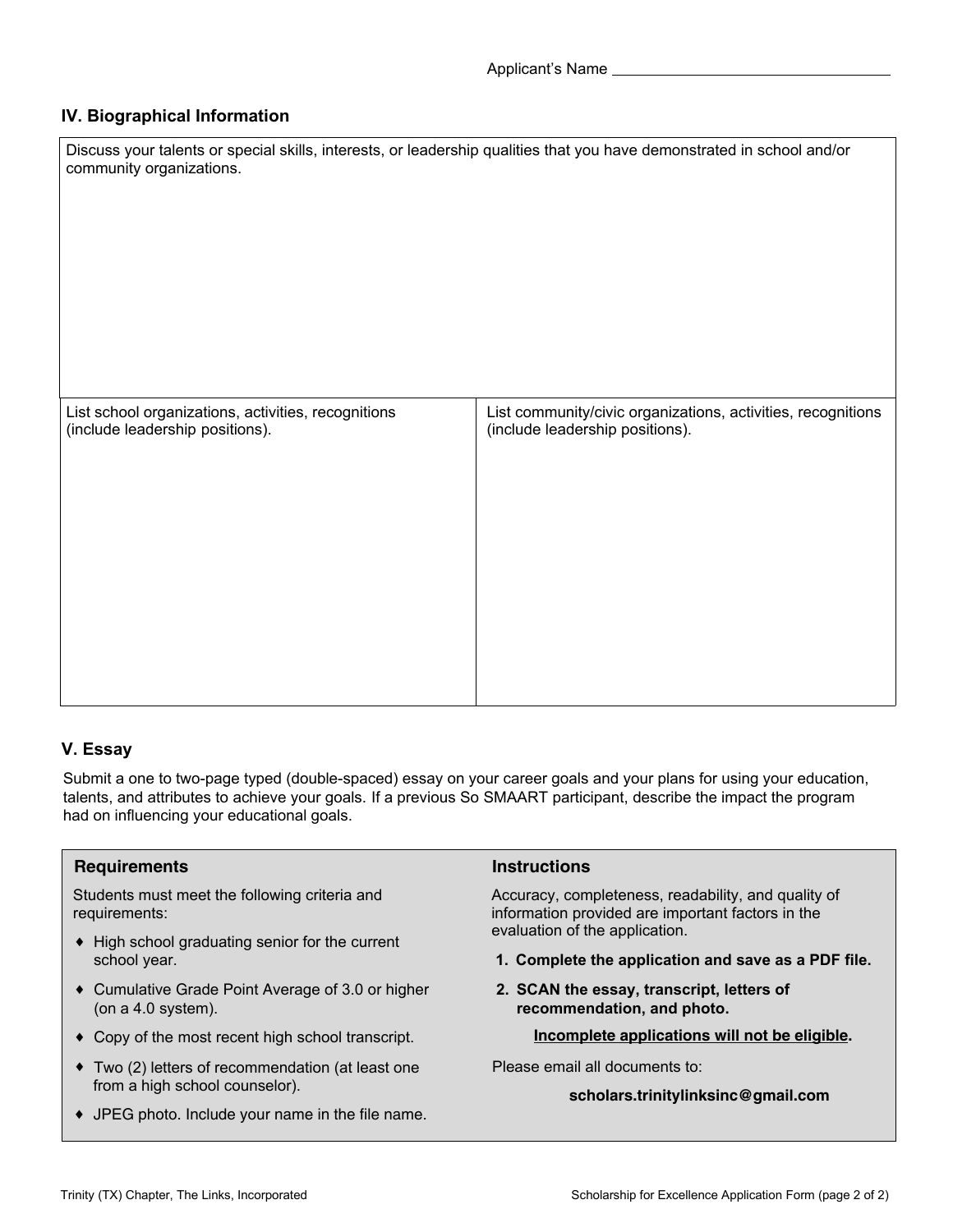Applicant's Name ______________________________

## IV. Biographical Information

Discuss your talents or special skills, interests, or leadership qualities that you have demonstrated in school and/or community organizations.

| List school organizations, activities, recognitions (include leadership positions). | List community/civic organizations, activities, recognitions (include leadership positions). |
| --- | --- |
| | |

## V. Essay

Submit a one to two-page typed (double-spaced) essay on your career goals and your plans for using your education, talents, and attributes to achieve your goals. If a previous So SMAART participant, describe the impact the program had on influencing your educational goals.

### Requirements

Students must meet the following criteria and requirements:

- High school graduating senior for the current school year.
- Cumulative Grade Point Average of 3.0 or higher (on a 4.0 system).
- Copy of the most recent high school transcript.
- Two (2) letters of recommendation (at least one from a high school counselor).
- JPEG photo. Include your name in the file name.

### Instructions

Accuracy, completeness, readability, and quality of information provided are important factors in the evaluation of the application.

1. **Complete the application and save as a PDF file.**
2. **SCAN the essay, transcript, letters of recommendation, and photo.**

**Incomplete applications will not be eligible.**

Please email all documents to:

**scholars.trinitylinksinc@gmail.com**